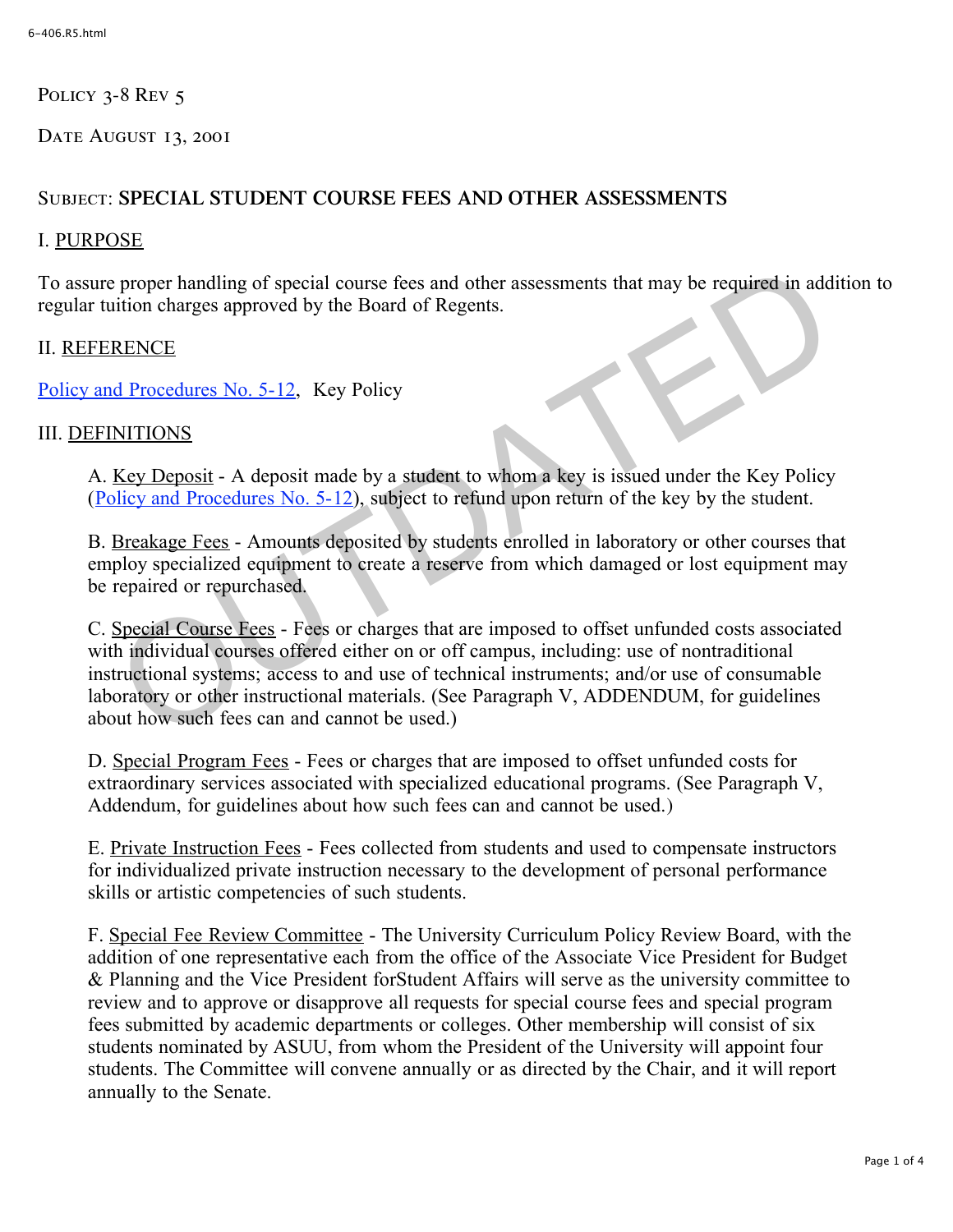Policy 3-8 Rev 5

Date August 13, 2001

Subject: **SPECIAL STUDENT COURSE FEES AND OTHER ASSESSMENTS**

## I. PURPOSE

To assure proper handling of special course fees and other assessments that may be required in addition to regular tuition charges approved by the Board of Regents.

## II. REFERENCE

Policy and Procedures No. 5-12, Key Policy

## III. DEFINITIONS

A. Key Deposit - A deposit made by a student to whom a key is issued under the Key Policy (Policy and Procedures No. 5-12), subject to refund upon return of the key by the student.

B. Breakage Fees - Amounts deposited by students enrolled in laboratory or other courses that employ specialized equipment to create a reserve from which damaged or lost equipment may be repaired or repurchased.

C. Special Course Fees - Fees or charges that are imposed to offset unfunded costs associated with individual courses offered either on or off campus, including: use of nontraditional instructional systems; access to and use of technical instruments; and/or use of consumable laboratory or other instructional materials. (See Paragraph V, ADDENDUM, for guidelines about how such fees can and cannot be used.)

D. Special Program Fees - Fees or charges that are imposed to offset unfunded costs for extraordinary services associated with specialized educational programs. (See Paragraph V, Addendum, for guidelines about how such fees can and cannot be used.)

E. Private Instruction Fees - Fees collected from students and used to compensate instructors for individualized private instruction necessary to the development of personal performance skills or artistic competencies of such students.

F. Special Fee Review Committee - The University Curriculum Policy Review Board, with the addition of one representative each from the office of the Associate Vice President for Budget & Planning and the Vice President forStudent Affairs will serve as the university committee to review and to approve or disapprove all requests for special course fees and special program fees submitted by academic departments or colleges. Other membership will consist of six students nominated by ASUU, from whom the President of the University will appoint four students. The Committee will convene annually or as directed by the Chair, and it will report annually to the Senate.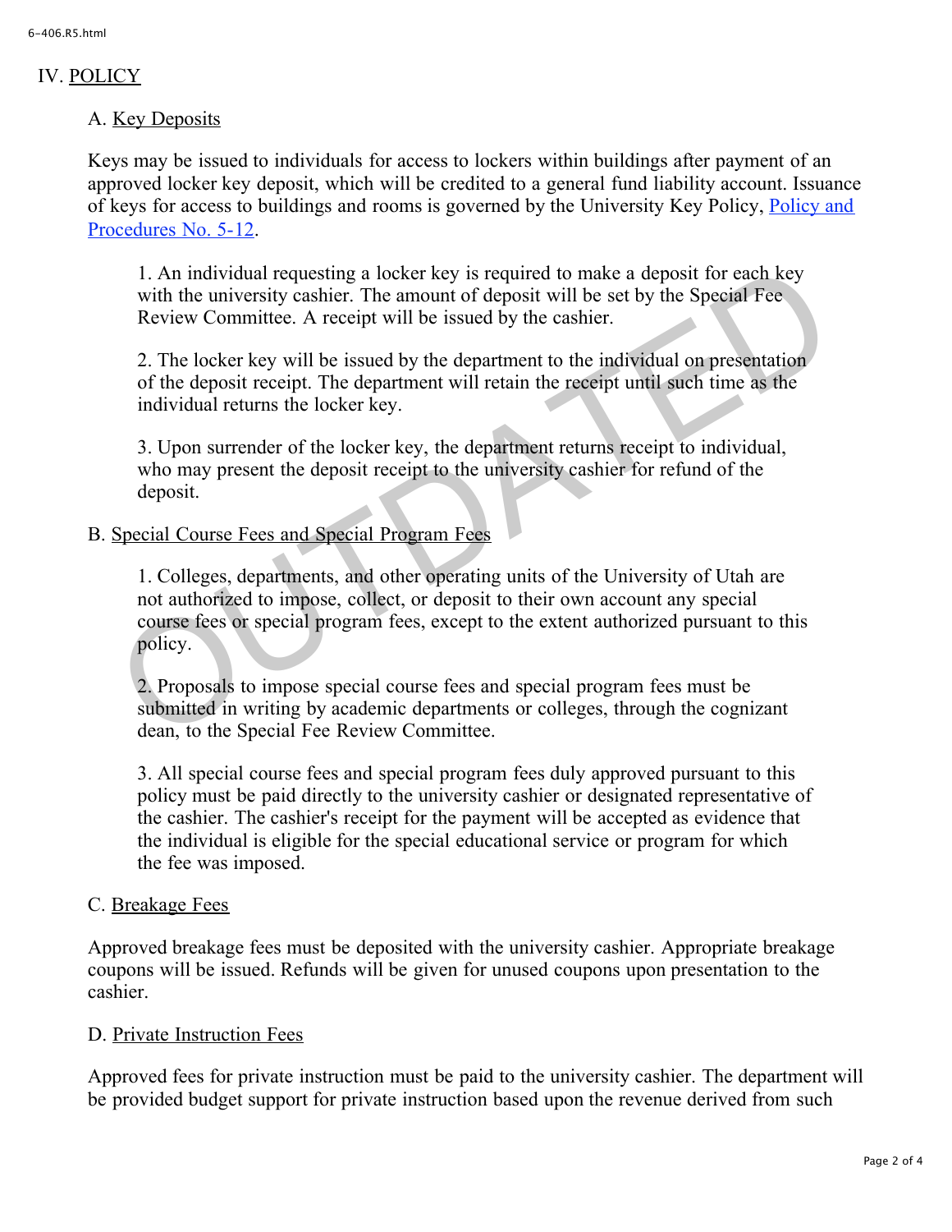## IV. POLICY

### A. Key Deposits

Keys may be issued to individuals for access to lockers within buildings after payment of an approved locker key deposit, which will be credited to a general fund liability account. Issuance of keys for access to buildings and rooms is governed by the University Key Policy, [Policy and Procedures No. 5-12](#).

1. An individual requesting a locker key is required to make a deposit for each key with the university cashier. The amount of deposit will be set by the Special Fee Review Committee. A receipt will be issued by the cashier.

2. The locker key will be issued by the department to the individual on presentation of the deposit receipt. The department will retain the receipt until such time as the individual returns the locker key.

3. Upon surrender of the locker key, the department returns receipt to individual, who may present the deposit receipt to the university cashier for refund of the deposit.

### B. Special Course Fees and Special Program Fees

1. Colleges, departments, and other operating units of the University of Utah are not authorized to impose, collect, or deposit to their own account any special course fees or special program fees, except to the extent authorized pursuant to this policy.

2. Proposals to impose special course fees and special program fees must be submitted in writing by academic departments or colleges, through the cognizant dean, to the Special Fee Review Committee.

3. All special course fees and special program fees duly approved pursuant to this policy must be paid directly to the university cashier or designated representative of the cashier. The cashier's receipt for the payment will be accepted as evidence that the individual is eligible for the special educational service or program for which the fee was imposed.

### C. Breakage Fees

Approved breakage fees must be deposited with the university cashier. Appropriate breakage coupons will be issued. Refunds will be given for unused coupons upon presentation to the cashier.

### D. Private Instruction Fees

Approved fees for private instruction must be paid to the university cashier. The department will be provided budget support for private instruction based upon the revenue derived from such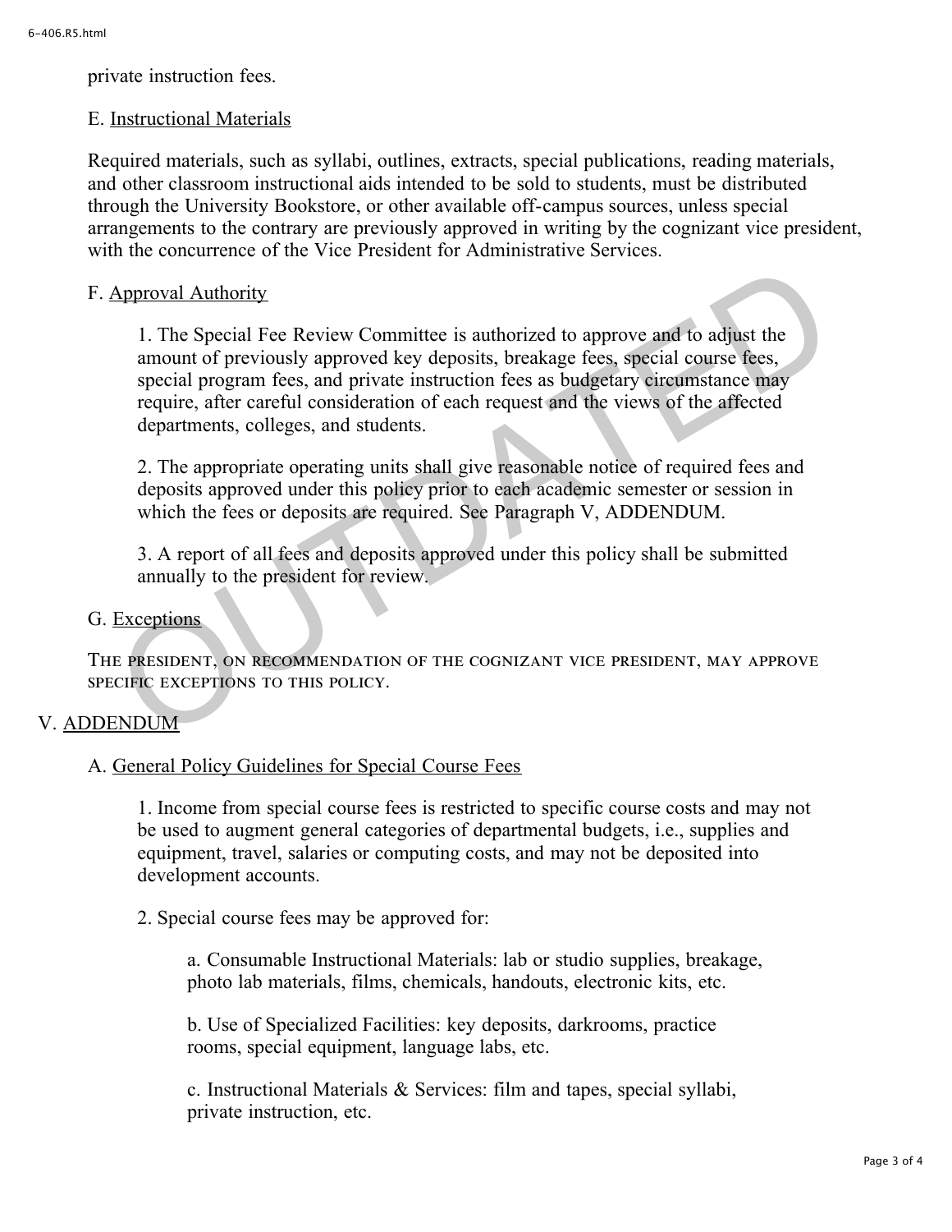private instruction fees.

E. Instructional Materials

Required materials, such as syllabi, outlines, extracts, special publications, reading materials, and other classroom instructional aids intended to be sold to students, must be distributed through the University Bookstore, or other available off-campus sources, unless special arrangements to the contrary are previously approved in writing by the cognizant vice president, with the concurrence of the Vice President for Administrative Services.

F. Approval Authority

1. The Special Fee Review Committee is authorized to approve and to adjust the amount of previously approved key deposits, breakage fees, special course fees, special program fees, and private instruction fees as budgetary circumstance may require, after careful consideration of each request and the views of the affected departments, colleges, and students.

2. The appropriate operating units shall give reasonable notice of required fees and deposits approved under this policy prior to each academic semester or session in which the fees or deposits are required. See Paragraph V, ADDENDUM.

3. A report of all fees and deposits approved under this policy shall be submitted annually to the president for review.

G. Exceptions

The president, on recommendation of the cognizant vice president, may approve specific exceptions to this policy.

V. ADDENDUM

A. General Policy Guidelines for Special Course Fees

1. Income from special course fees is restricted to specific course costs and may not be used to augment general categories of departmental budgets, i.e., supplies and equipment, travel, salaries or computing costs, and may not be deposited into development accounts.

2. Special course fees may be approved for:

a. Consumable Instructional Materials: lab or studio supplies, breakage, photo lab materials, films, chemicals, handouts, electronic kits, etc.

b. Use of Specialized Facilities: key deposits, darkrooms, practice rooms, special equipment, language labs, etc.

c. Instructional Materials & Services: film and tapes, special syllabi, private instruction, etc.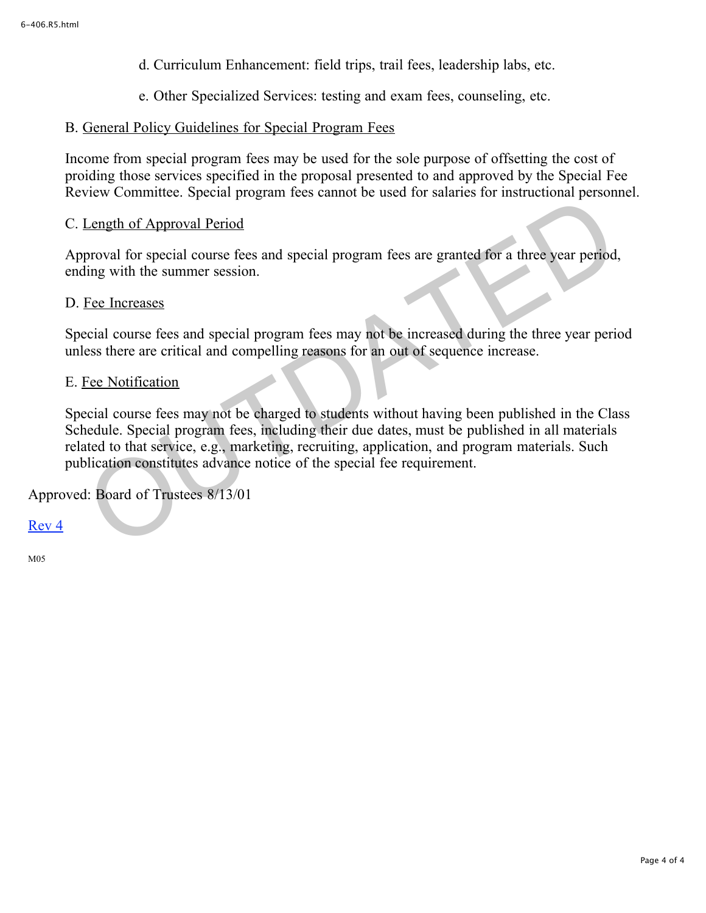d. Curriculum Enhancement: field trips, trail fees, leadership labs, etc.

e. Other Specialized Services: testing and exam fees, counseling, etc.

B. General Policy Guidelines for Special Program Fees

Income from special program fees may be used for the sole purpose of offsetting the cost of proiding those services specified in the proposal presented to and approved by the Special Fee Review Committee. Special program fees cannot be used for salaries for instructional personnel.

C. Length of Approval Period

Approval for special course fees and special program fees are granted for a three year period, ending with the summer session.

D. Fee Increases

Special course fees and special program fees may not be increased during the three year period unless there are critical and compelling reasons for an out of sequence increase.

E. Fee Notification

Special course fees may not be charged to students without having been published in the Class Schedule. Special program fees, including their due dates, must be published in all materials related to that service, e.g., marketing, recruiting, application, and program materials. Such publication constitutes advance notice of the special fee requirement.

Approved: Board of Trustees 8/13/01

Rev 4

M05